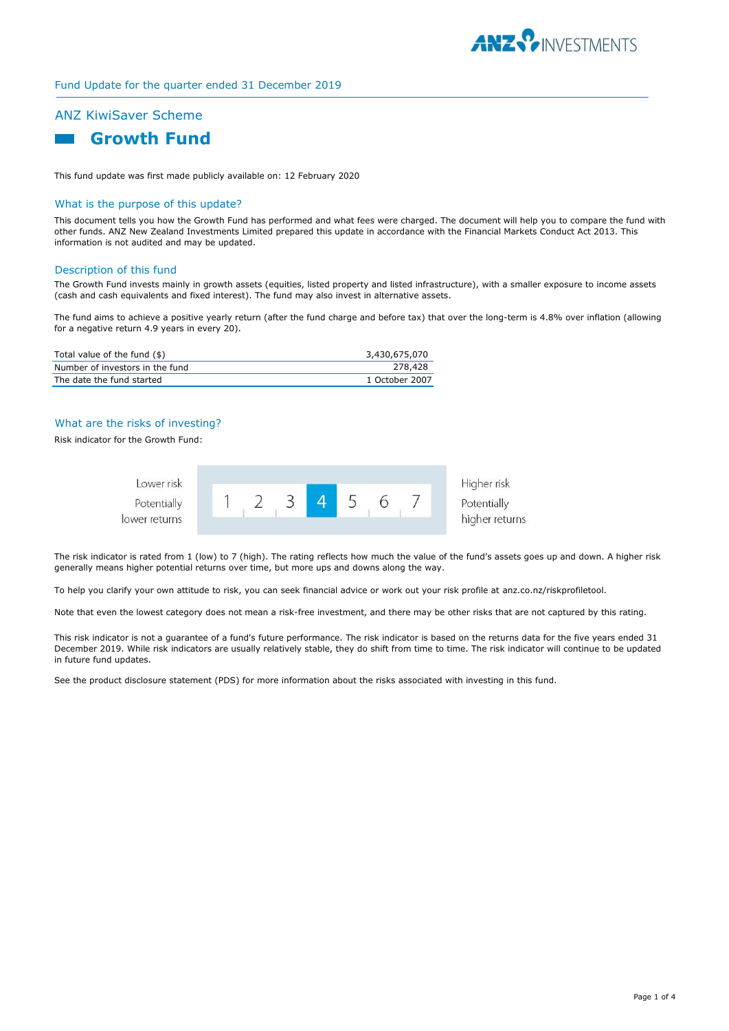Fund Update for the quarter ended 31 December 2019

## ANZ KiwiSaver Scheme

# Growth Fund

This fund update was first made publicly available on: 12 February 2020

### What is the purpose of this update?

This document tells you how the Growth Fund has performed and what fees were charged. The document will help you to compare the fund with other funds. ANZ New Zealand Investments Limited prepared this update in accordance with the Financial Markets Conduct Act 2013. This information is not audited and may be updated.

### Description of this fund

The Growth Fund invests mainly in growth assets (equities, listed property and listed infrastructure), with a smaller exposure to income assets (cash and cash equivalents and fixed interest). The fund may also invest in alternative assets.

The fund aims to achieve a positive yearly return (after the fund charge and before tax) that over the long-term is 4.8% over inflation (allowing for a negative return 4.9 years in every 20).

| | |
|---|---|
| Total value of the fund ($) | 3,430,675,070 |
| Number of investors in the fund | 278,428 |
| The date the fund started | 1 October 2007 |

### What are the risks of investing?

Risk indicator for the Growth Fund:

| Lower risk<br>Potentially lower returns | 1 | 2 | 3 | **4** | 5 | 6 | 7 | Higher risk<br>Potentially higher returns |
|---|---|---|---|---|---|---|---|---|

The risk indicator is rated from 1 (low) to 7 (high). The rating reflects how much the value of the fund's assets goes up and down. A higher risk generally means higher potential returns over time, but more ups and downs along the way.

To help you clarify your own attitude to risk, you can seek financial advice or work out your risk profile at anz.co.nz/riskprofiletool.

Note that even the lowest category does not mean a risk-free investment, and there may be other risks that are not captured by this rating.

This risk indicator is not a guarantee of a fund's future performance. The risk indicator is based on the returns data for the five years ended 31 December 2019. While risk indicators are usually relatively stable, they do shift from time to time. The risk indicator will continue to be updated in future fund updates.

See the product disclosure statement (PDS) for more information about the risks associated with investing in this fund.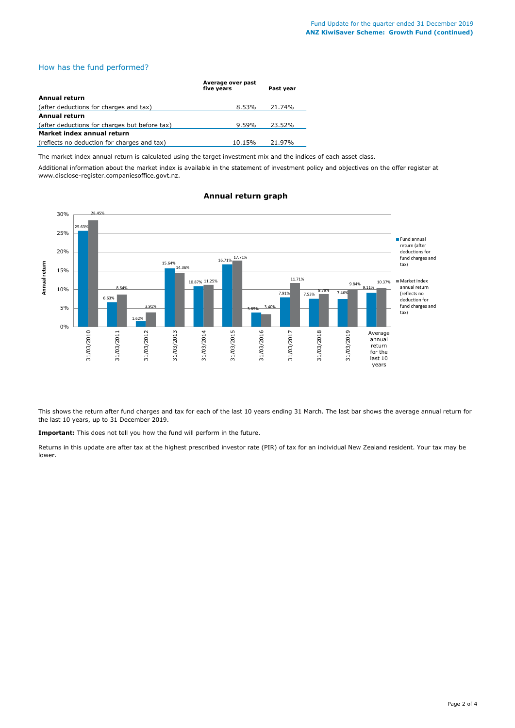## How has the fund performed?

| | Average over past five years | Past year |
|---|---|---|
| **Annual return** | | |
| (after deductions for charges and tax) | 8.53% | 21.74% |
| **Annual return** | | |
| (after deductions for charges but before tax) | 9.59% | 23.52% |
| **Market index annual return** | | |
| (reflects no deduction for charges and tax) | 10.15% | 21.97% |

The market index annual return is calculated using the target investment mix and the indices of each asset class.

Additional information about the market index is available in the statement of investment policy and objectives on the offer register at www.disclose-register.companiesoffice.govt.nz.

### Annual return graph

| | Fund annual return (after deductions for fund charges and tax) | Market index annual return (reflects no deduction for fund charges and tax) |
|---|---|---|
| 31/03/2010 | 25.63% | 28.45% |
| 31/03/2011 | 6.63% | 8.64% |
| 31/03/2012 | 1.62% | 3.91% |
| 31/03/2013 | 15.64% | 14.36% |
| 31/03/2014 | 10.87% | 11.25% |
| 31/03/2015 | 16.71% | 17.71% |
| 31/03/2016 | 3.85% | 3.40% |
| 31/03/2017 | 7.91% | 11.71% |
| 31/03/2018 | 7.53% | 8.79% |
| 31/03/2019 | 7.46% | 9.84% |
| Average annual return for the last 10 years | 9.11% | 10.37% |

This shows the return after fund charges and tax for each of the last 10 years ending 31 March. The last bar shows the average annual return for the last 10 years, up to 31 December 2019.

**Important:** This does not tell you how the fund will perform in the future.

Returns in this update are after tax at the highest prescribed investor rate (PIR) of tax for an individual New Zealand resident. Your tax may be lower.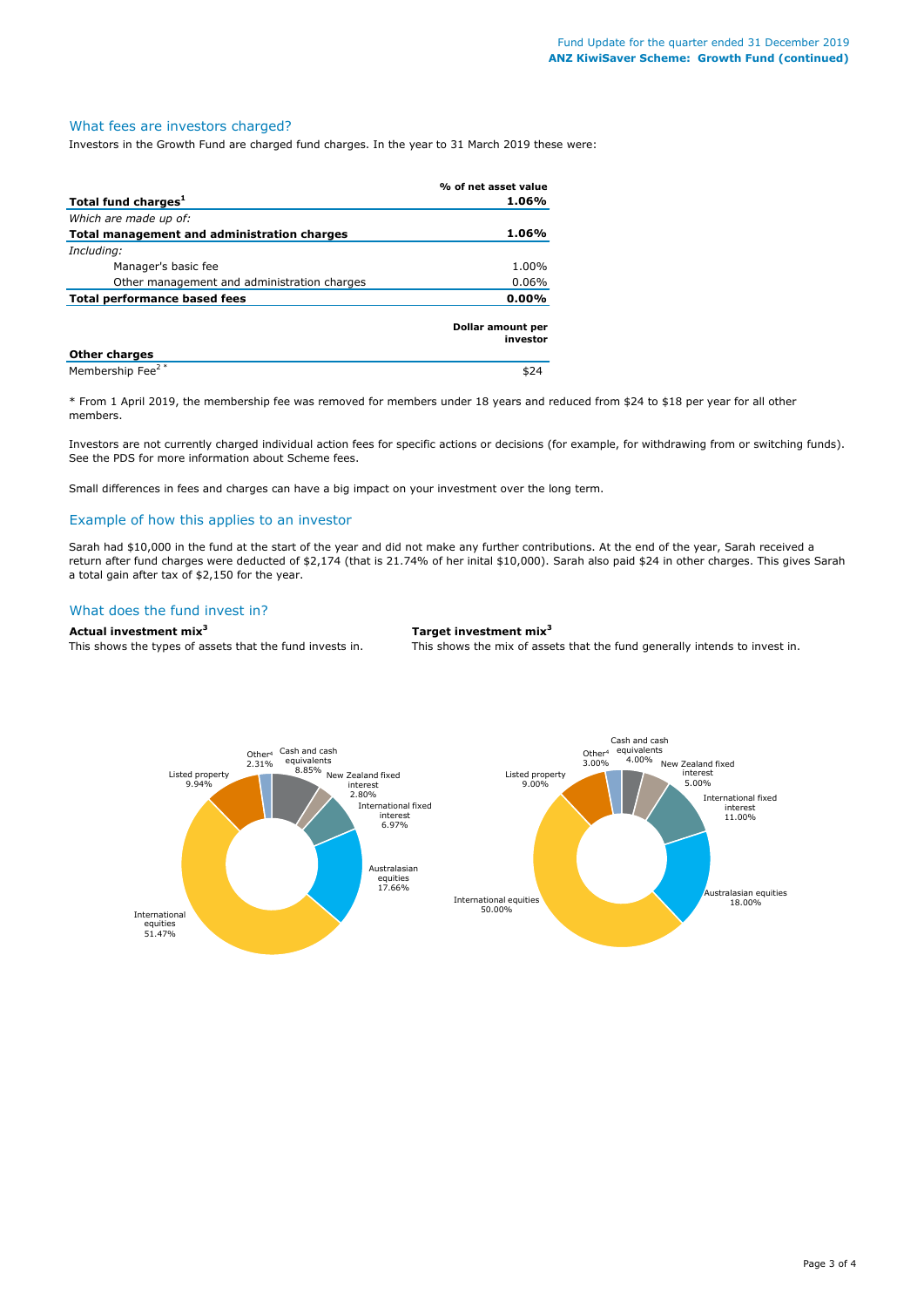## What fees are investors charged?

Investors in the Growth Fund are charged fund charges. In the year to 31 March 2019 these were:

| | % of net asset value |
|---|---|
| **Total fund charges[1]** | **1.06%** |
| *Which are made up of:* | |
| **Total management and administration charges** | **1.06%** |
| *Including:* | |
| Manager's basic fee | 1.00% |
| Other management and administration charges | 0.06% |
| **Total performance based fees** | **0.00%** |

| | Dollar amount per investor |
|---|---|
| **Other charges** | |
| Membership Fee[2 *] | $24 |

\* From 1 April 2019, the membership fee was removed for members under 18 years and reduced from $24 to $18 per year for all other members.

Investors are not currently charged individual action fees for specific actions or decisions (for example, for withdrawing from or switching funds). See the PDS for more information about Scheme fees.

Small differences in fees and charges can have a big impact on your investment over the long term.

## Example of how this applies to an investor

Sarah had $10,000 in the fund at the start of the year and did not make any further contributions. At the end of the year, Sarah received a return after fund charges were deducted of $2,174 (that is 21.74% of her inital $10,000). Sarah also paid $24 in other charges. This gives Sarah a total gain after tax of $2,150 for the year.

## What does the fund invest in?

**Actual investment mix[3]**

This shows the types of assets that the fund invests in.

| Asset type | Actual |
|---|---|
| Cash and cash equivalents | 8.85% |
| New Zealand fixed interest | 2.80% |
| International fixed interest | 6.97% |
| Australasian equities | 17.66% |
| International equities | 51.47% |
| Listed property | 9.94% |
| Other[4] | 2.31% |

**Target investment mix[3]**

This shows the mix of assets that the fund generally intends to invest in.

| Asset type | Target |
|---|---|
| Cash and cash equivalents | 4.00% |
| New Zealand fixed interest | 5.00% |
| International fixed interest | 11.00% |
| Australasian equities | 18.00% |
| International equities | 50.00% |
| Listed property | 9.00% |
| Other[4] | 3.00% |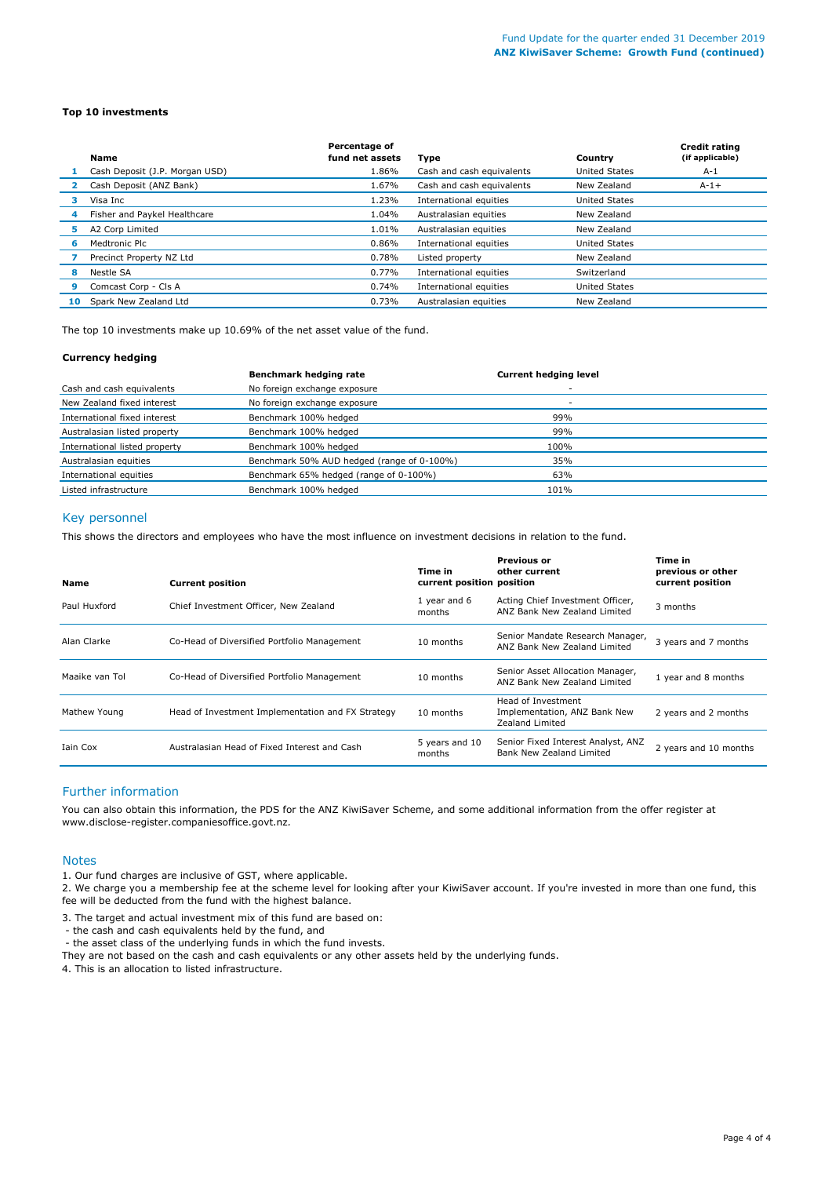### Top 10 investments

| | Name | Percentage of fund net assets | Type | Country | Credit rating (if applicable) |
|---|---|---|---|---|---|
| 1 | Cash Deposit (J.P. Morgan USD) | 1.86% | Cash and cash equivalents | United States | A-1 |
| 2 | Cash Deposit (ANZ Bank) | 1.67% | Cash and cash equivalents | New Zealand | A-1+ |
| 3 | Visa Inc | 1.23% | International equities | United States | |
| 4 | Fisher and Paykel Healthcare | 1.04% | Australasian equities | New Zealand | |
| 5 | A2 Corp Limited | 1.01% | Australasian equities | New Zealand | |
| 6 | Medtronic Plc | 0.86% | International equities | United States | |
| 7 | Precinct Property NZ Ltd | 0.78% | Listed property | New Zealand | |
| 8 | Nestle SA | 0.77% | International equities | Switzerland | |
| 9 | Comcast Corp - Cls A | 0.74% | International equities | United States | |
| 10 | Spark New Zealand Ltd | 0.73% | Australasian equities | New Zealand | |

The top 10 investments make up 10.69% of the net asset value of the fund.

### Currency hedging

| | Benchmark hedging rate | Current hedging level |
|---|---|---|
| Cash and cash equivalents | No foreign exchange exposure | - |
| New Zealand fixed interest | No foreign exchange exposure | - |
| International fixed interest | Benchmark 100% hedged | 99% |
| Australasian listed property | Benchmark 100% hedged | 99% |
| International listed property | Benchmark 100% hedged | 100% |
| Australasian equities | Benchmark 50% AUD hedged (range of 0-100%) | 35% |
| International equities | Benchmark 65% hedged (range of 0-100%) | 63% |
| Listed infrastructure | Benchmark 100% hedged | 101% |

## Key personnel

This shows the directors and employees who have the most influence on investment decisions in relation to the fund.

| Name | Current position | Time in current position | Previous or other current position | Time in previous or other current position |
|---|---|---|---|---|
| Paul Huxford | Chief Investment Officer, New Zealand | 1 year and 6 months | Acting Chief Investment Officer, ANZ Bank New Zealand Limited | 3 months |
| Alan Clarke | Co-Head of Diversified Portfolio Management | 10 months | Senior Mandate Research Manager, ANZ Bank New Zealand Limited | 3 years and 7 months |
| Maaike van Tol | Co-Head of Diversified Portfolio Management | 10 months | Senior Asset Allocation Manager, ANZ Bank New Zealand Limited | 1 year and 8 months |
| Mathew Young | Head of Investment Implementation and FX Strategy | 10 months | Head of Investment Implementation, ANZ Bank New Zealand Limited | 2 years and 2 months |
| Iain Cox | Australasian Head of Fixed Interest and Cash | 5 years and 10 months | Senior Fixed Interest Analyst, ANZ Bank New Zealand Limited | 2 years and 10 months |

## Further information

You can also obtain this information, the PDS for the ANZ KiwiSaver Scheme, and some additional information from the offer register at www.disclose-register.companiesoffice.govt.nz.

## Notes

1. Our fund charges are inclusive of GST, where applicable.
2. We charge you a membership fee at the scheme level for looking after your KiwiSaver account. If you're invested in more than one fund, this fee will be deducted from the fund with the highest balance.
3. The target and actual investment mix of this fund are based on:
 - the cash and cash equivalents held by the fund, and
 - the asset class of the underlying funds in which the fund invests.
They are not based on the cash and cash equivalents or any other assets held by the underlying funds.
4. This is an allocation to listed infrastructure.